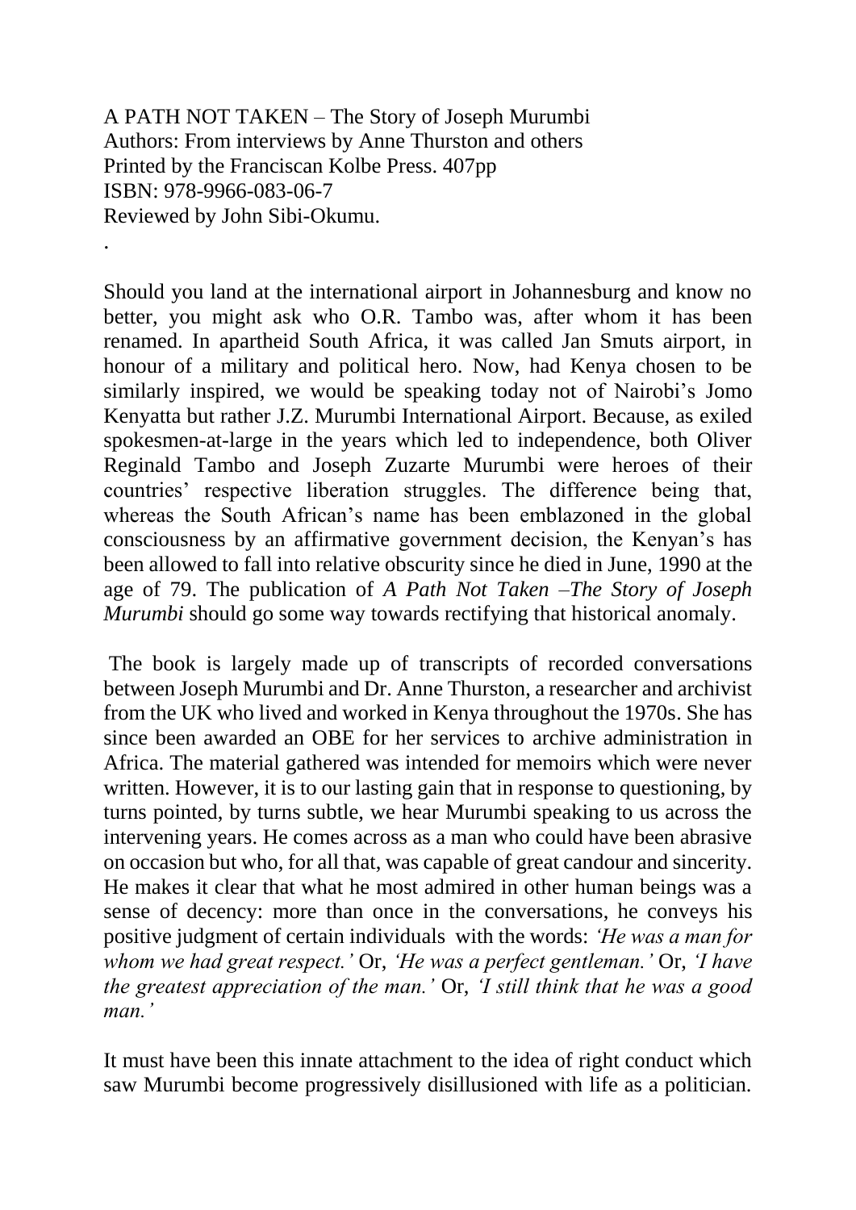A PATH NOT TAKEN – The Story of Joseph Murumbi
Authors: From interviews by Anne Thurston and others
Printed by the Franciscan Kolbe Press. 407pp
ISBN: 978-9966-083-06-7
Reviewed by John Sibi-Okumu.

.

Should you land at the international airport in Johannesburg and know no better, you might ask who O.R. Tambo was, after whom it has been renamed. In apartheid South Africa, it was called Jan Smuts airport, in honour of a military and political hero. Now, had Kenya chosen to be similarly inspired, we would be speaking today not of Nairobi's Jomo Kenyatta but rather J.Z. Murumbi International Airport. Because, as exiled spokesmen-at-large in the years which led to independence, both Oliver Reginald Tambo and Joseph Zuzarte Murumbi were heroes of their countries' respective liberation struggles. The difference being that, whereas the South African's name has been emblazoned in the global consciousness by an affirmative government decision, the Kenyan's has been allowed to fall into relative obscurity since he died in June, 1990 at the age of 79. The publication of *A Path Not Taken –The Story of Joseph Murumbi* should go some way towards rectifying that historical anomaly.

The book is largely made up of transcripts of recorded conversations between Joseph Murumbi and Dr. Anne Thurston, a researcher and archivist from the UK who lived and worked in Kenya throughout the 1970s. She has since been awarded an OBE for her services to archive administration in Africa. The material gathered was intended for memoirs which were never written. However, it is to our lasting gain that in response to questioning, by turns pointed, by turns subtle, we hear Murumbi speaking to us across the intervening years. He comes across as a man who could have been abrasive on occasion but who, for all that, was capable of great candour and sincerity. He makes it clear that what he most admired in other human beings was a sense of decency: more than once in the conversations, he conveys his positive judgment of certain individuals with the words: *'He was a man for whom we had great respect.'* Or, *'He was a perfect gentleman.'* Or, *'I have the greatest appreciation of the man.'* Or, *'I still think that he was a good man.'*

It must have been this innate attachment to the idea of right conduct which saw Murumbi become progressively disillusioned with life as a politician.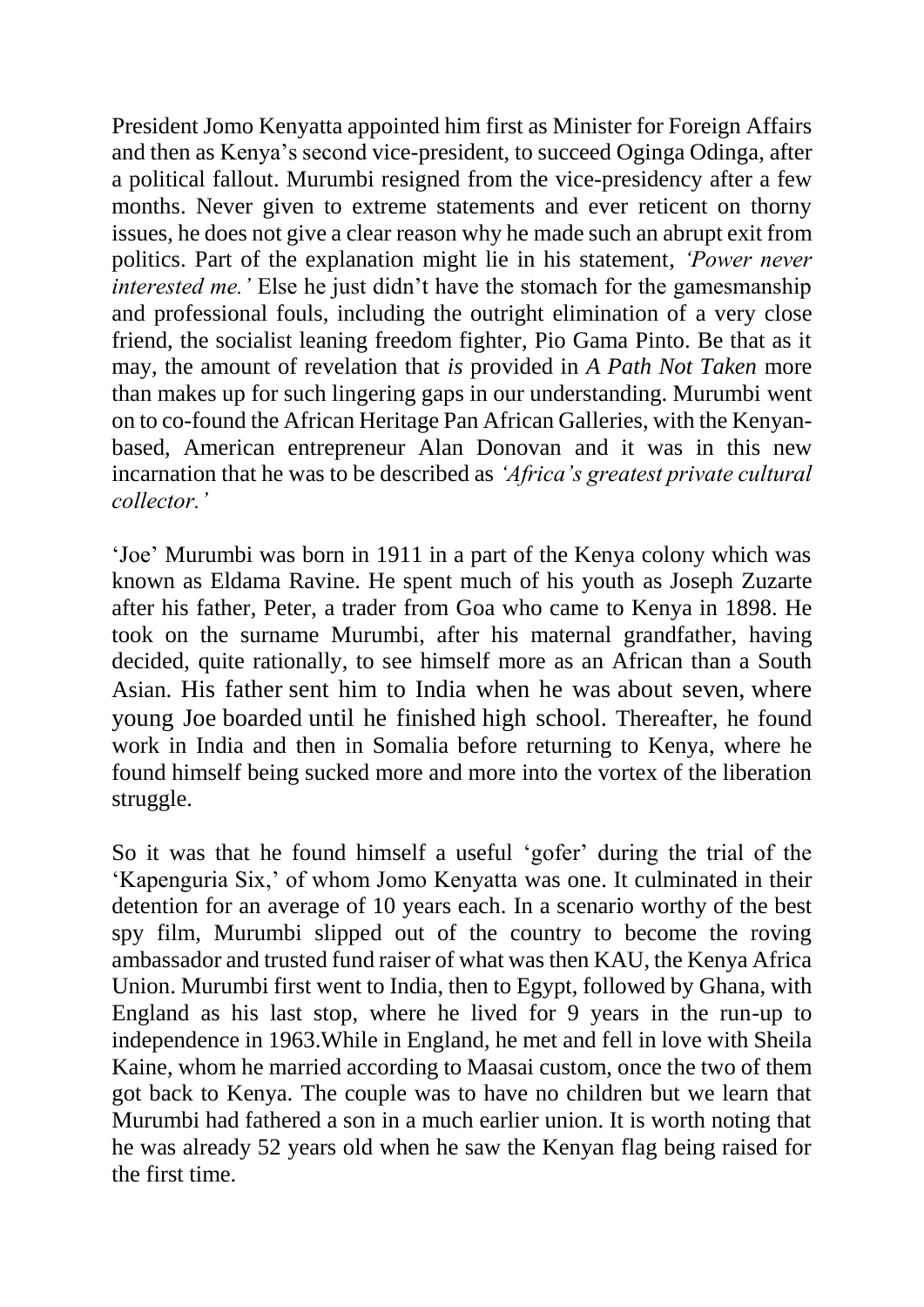President Jomo Kenyatta appointed him first as Minister for Foreign Affairs and then as Kenya's second vice-president, to succeed Oginga Odinga, after a political fallout. Murumbi resigned from the vice-presidency after a few months. Never given to extreme statements and ever reticent on thorny issues, he does not give a clear reason why he made such an abrupt exit from politics. Part of the explanation might lie in his statement, *'Power never interested me.'* Else he just didn't have the stomach for the gamesmanship and professional fouls, including the outright elimination of a very close friend, the socialist leaning freedom fighter, Pio Gama Pinto. Be that as it may, the amount of revelation that *is* provided in *A Path Not Taken* more than makes up for such lingering gaps in our understanding. Murumbi went on to co-found the African Heritage Pan African Galleries, with the Kenyan-based, American entrepreneur Alan Donovan and it was in this new incarnation that he was to be described as *'Africa's greatest private cultural collector.'*

'Joe' Murumbi was born in 1911 in a part of the Kenya colony which was known as Eldama Ravine. He spent much of his youth as Joseph Zuzarte after his father, Peter, a trader from Goa who came to Kenya in 1898. He took on the surname Murumbi, after his maternal grandfather, having decided, quite rationally, to see himself more as an African than a South Asian. His father sent him to India when he was about seven, where young Joe boarded until he finished high school. Thereafter, he found work in India and then in Somalia before returning to Kenya, where he found himself being sucked more and more into the vortex of the liberation struggle.

So it was that he found himself a useful 'gofer' during the trial of the 'Kapenguria Six,' of whom Jomo Kenyatta was one. It culminated in their detention for an average of 10 years each. In a scenario worthy of the best spy film, Murumbi slipped out of the country to become the roving ambassador and trusted fund raiser of what was then KAU, the Kenya Africa Union. Murumbi first went to India, then to Egypt, followed by Ghana, with England as his last stop, where he lived for 9 years in the run-up to independence in 1963.While in England, he met and fell in love with Sheila Kaine, whom he married according to Maasai custom, once the two of them got back to Kenya. The couple was to have no children but we learn that Murumbi had fathered a son in a much earlier union. It is worth noting that he was already 52 years old when he saw the Kenyan flag being raised for the first time.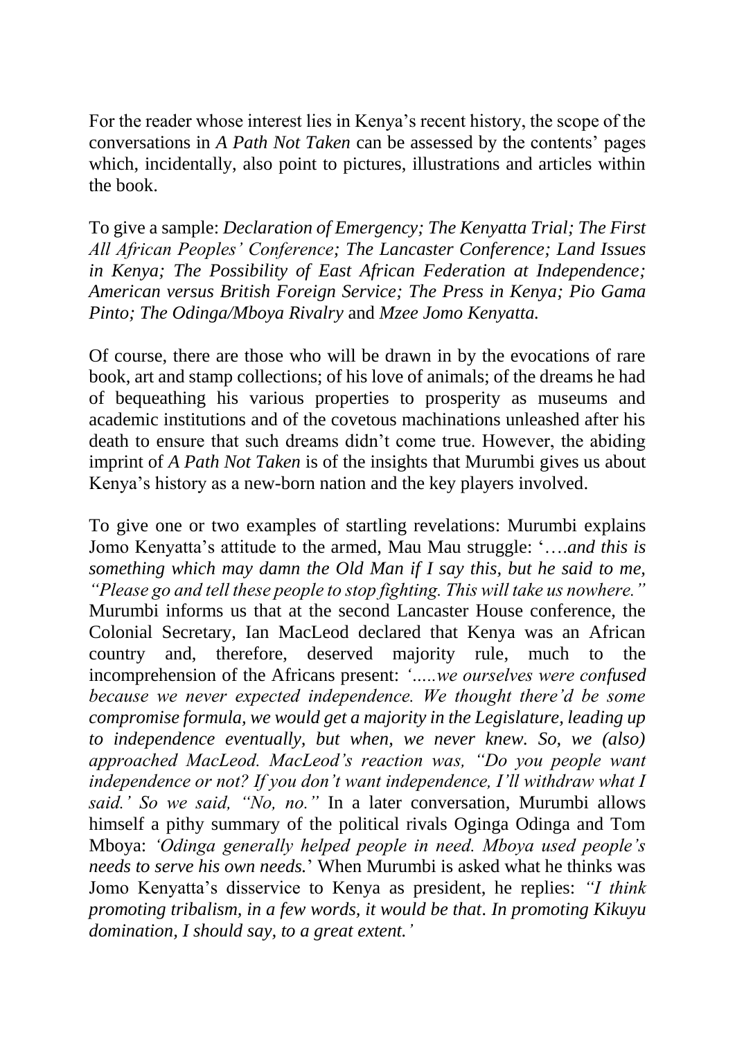For the reader whose interest lies in Kenya's recent history, the scope of the conversations in *A Path Not Taken* can be assessed by the contents' pages which, incidentally, also point to pictures, illustrations and articles within the book.

To give a sample: *Declaration of Emergency; The Kenyatta Trial; The First All African Peoples' Conference; The Lancaster Conference; Land Issues in Kenya; The Possibility of East African Federation at Independence; American versus British Foreign Service; The Press in Kenya; Pio Gama Pinto; The Odinga/Mboya Rivalry* and *Mzee Jomo Kenyatta.*

Of course, there are those who will be drawn in by the evocations of rare book, art and stamp collections; of his love of animals; of the dreams he had of bequeathing his various properties to prosperity as museums and academic institutions and of the covetous machinations unleashed after his death to ensure that such dreams didn't come true. However, the abiding imprint of *A Path Not Taken* is of the insights that Murumbi gives us about Kenya's history as a new-born nation and the key players involved.

To give one or two examples of startling revelations: Murumbi explains Jomo Kenyatta's attitude to the armed, Mau Mau struggle: '….*and this is something which may damn the Old Man if I say this, but he said to me, "Please go and tell these people to stop fighting. This will take us nowhere."* Murumbi informs us that at the second Lancaster House conference, the Colonial Secretary, Ian MacLeod declared that Kenya was an African country and, therefore, deserved majority rule, much to the incomprehension of the Africans present: *'.....we ourselves were confused because we never expected independence. We thought there'd be some compromise formula, we would get a majority in the Legislature, leading up to independence eventually, but when, we never knew. So, we (also) approached MacLeod. MacLeod's reaction was, "Do you people want independence or not? If you don't want independence, I'll withdraw what I said.' So we said, "No, no."* In a later conversation, Murumbi allows himself a pithy summary of the political rivals Oginga Odinga and Tom Mboya: *'Odinga generally helped people in need. Mboya used people's needs to serve his own needs.*' When Murumbi is asked what he thinks was Jomo Kenyatta's disservice to Kenya as president, he replies: *"I think promoting tribalism, in a few words, it would be that. In promoting Kikuyu domination, I should say, to a great extent.'*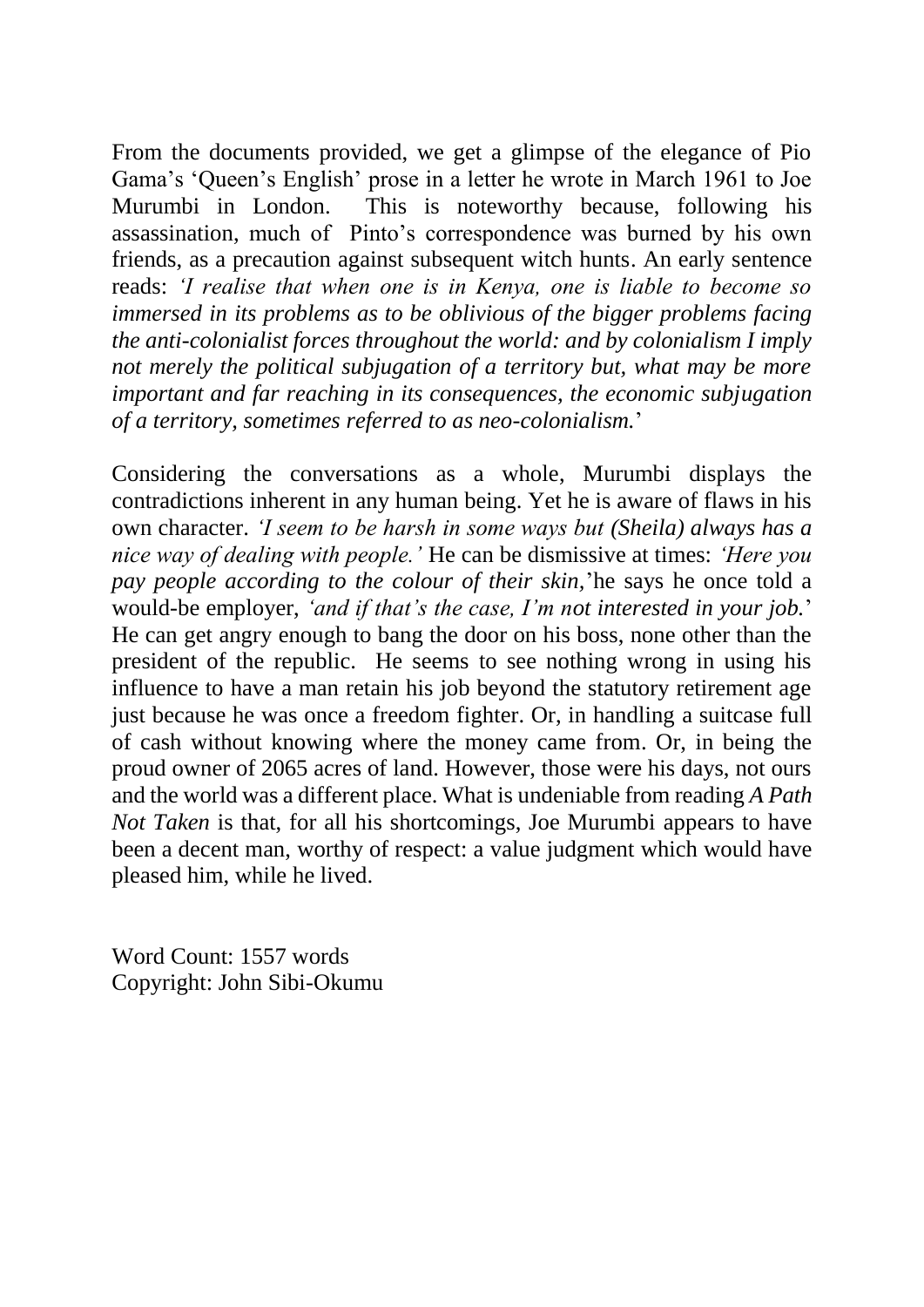From the documents provided, we get a glimpse of the elegance of Pio Gama's 'Queen's English' prose in a letter he wrote in March 1961 to Joe Murumbi in London. This is noteworthy because, following his assassination, much of Pinto's correspondence was burned by his own friends, as a precaution against subsequent witch hunts. An early sentence reads: *'I realise that when one is in Kenya, one is liable to become so immersed in its problems as to be oblivious of the bigger problems facing the anti-colonialist forces throughout the world: and by colonialism I imply not merely the political subjugation of a territory but, what may be more important and far reaching in its consequences, the economic subjugation of a territory, sometimes referred to as neo-colonialism.*'

Considering the conversations as a whole, Murumbi displays the contradictions inherent in any human being. Yet he is aware of flaws in his own character. *'I seem to be harsh in some ways but (Sheila) always has a nice way of dealing with people.'* He can be dismissive at times: *'Here you pay people according to the colour of their skin,*'he says he once told a would-be employer, *'and if that's the case, I'm not interested in your job.*' He can get angry enough to bang the door on his boss, none other than the president of the republic. He seems to see nothing wrong in using his influence to have a man retain his job beyond the statutory retirement age just because he was once a freedom fighter. Or, in handling a suitcase full of cash without knowing where the money came from. Or, in being the proud owner of 2065 acres of land. However, those were his days, not ours and the world was a different place. What is undeniable from reading *A Path Not Taken* is that, for all his shortcomings, Joe Murumbi appears to have been a decent man, worthy of respect: a value judgment which would have pleased him, while he lived.

Word Count: 1557 words
Copyright: John Sibi-Okumu